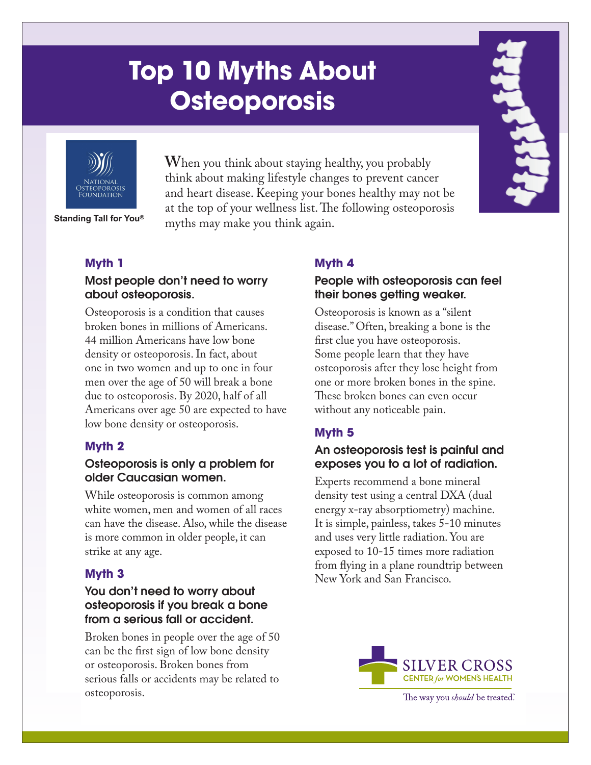# Top 10 Myths About Osteoporosis

National Osteoporosis Foundation

Standing Tall for You®

When you think about staying healthy, you probably think about making lifestyle changes to prevent cancer and heart disease. Keeping your bones healthy may not be at the top of your wellness list. The following osteoporosis myths may make you think again.

### Myth 1

#### Most people don't need to worry about osteoporosis.

Osteoporosis is a condition that causes broken bones in millions of Americans. 44 million Americans have low bone density or osteoporosis. In fact, about one in two women and up to one in four men over the age of 50 will break a bone due to osteoporosis. By 2020, half of all Americans over age 50 are expected to have low bone density or osteoporosis.

### Myth 2

#### Osteoporosis is only a problem for older Caucasian women.

While osteoporosis is common among white women, men and women of all races can have the disease. Also, while the disease is more common in older people, it can strike at any age.

### Myth 3

#### You don't need to worry about osteoporosis if you break a bone from a serious fall or accident.

Broken bones in people over the age of 50 can be the first sign of low bone density or osteoporosis. Broken bones from serious falls or accidents may be related to osteoporosis.

### Myth 4

#### People with osteoporosis can feel their bones getting weaker.

Osteoporosis is known as a "silent disease." Often, breaking a bone is the first clue you have osteoporosis. Some people learn that they have osteoporosis after they lose height from one or more broken bones in the spine. These broken bones can even occur without any noticeable pain.

### Myth 5

#### An osteoporosis test is painful and exposes you to a lot of radiation.

Experts recommend a bone mineral density test using a central DXA (dual energy x-ray absorptiometry) machine. It is simple, painless, takes 5-10 minutes and uses very little radiation. You are exposed to 10-15 times more radiation from flying in a plane roundtrip between New York and San Francisco.

SILVER CROSS CENTER *for* WOMEN'S HEALTH

The way you *should* be treated.®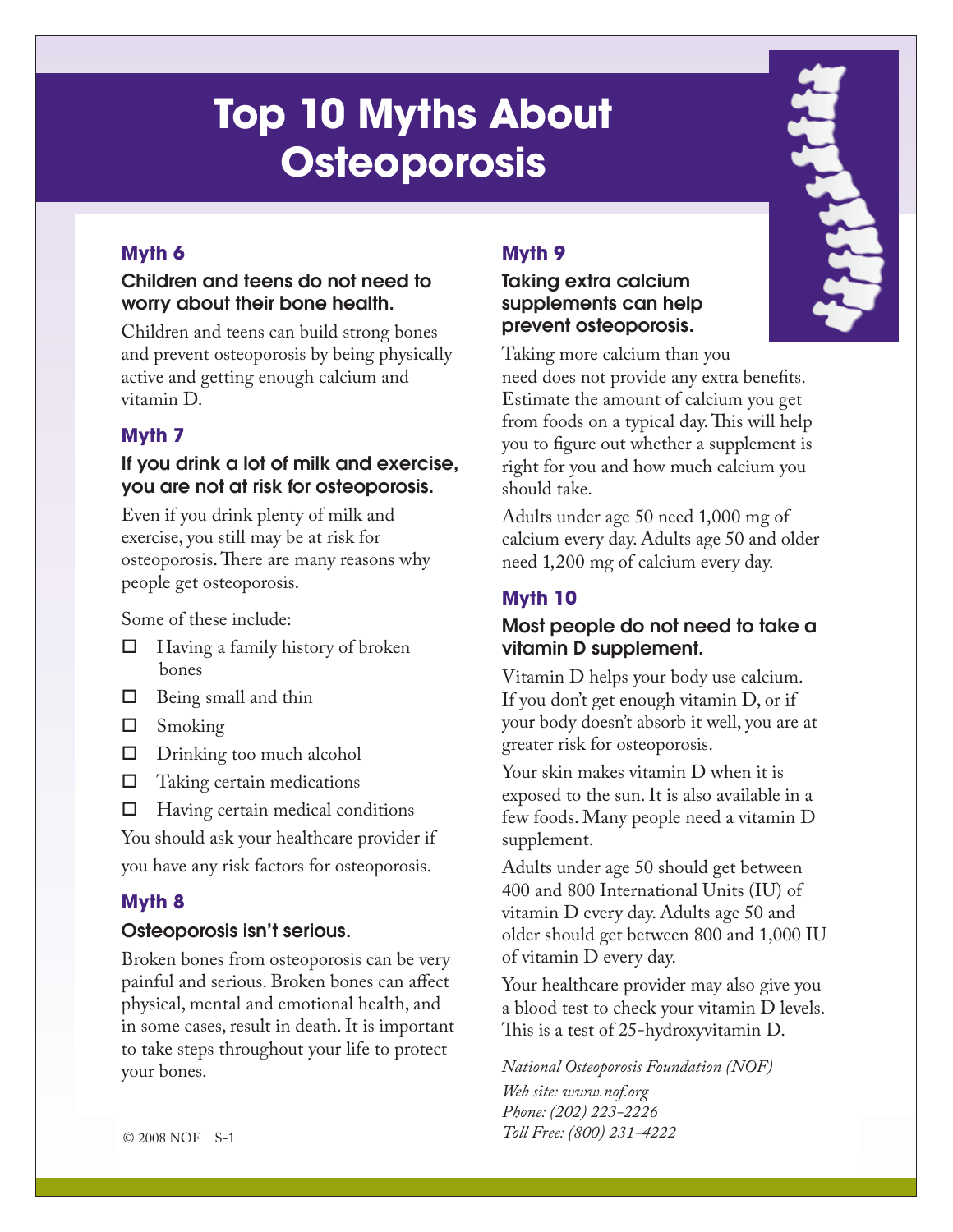# Top 10 Myths About Osteoporosis

### Myth 6

**Children and teens do not need to worry about their bone health.**

Children and teens can build strong bones and prevent osteoporosis by being physically active and getting enough calcium and vitamin D.

### Myth 7

**If you drink a lot of milk and exercise, you are not at risk for osteoporosis.**

Even if you drink plenty of milk and exercise, you still may be at risk for osteoporosis. There are many reasons why people get osteoporosis.

Some of these include:

- ☐ Having a family history of broken bones
- ☐ Being small and thin
- ☐ Smoking
- ☐ Drinking too much alcohol
- ☐ Taking certain medications
- ☐ Having certain medical conditions

You should ask your healthcare provider if you have any risk factors for osteoporosis.

### Myth 8

**Osteoporosis isn't serious.**

Broken bones from osteoporosis can be very painful and serious. Broken bones can affect physical, mental and emotional health, and in some cases, result in death. It is important to take steps throughout your life to protect your bones.

### Myth 9

**Taking extra calcium supplements can help prevent osteoporosis.**

Taking more calcium than you need does not provide any extra benefits. Estimate the amount of calcium you get from foods on a typical day. This will help you to figure out whether a supplement is right for you and how much calcium you should take.

Adults under age 50 need 1,000 mg of calcium every day. Adults age 50 and older need 1,200 mg of calcium every day.

### Myth 10

**Most people do not need to take a vitamin D supplement.**

Vitamin D helps your body use calcium. If you don't get enough vitamin D, or if your body doesn't absorb it well, you are at greater risk for osteoporosis.

Your skin makes vitamin D when it is exposed to the sun. It is also available in a few foods. Many people need a vitamin D supplement.

Adults under age 50 should get between 400 and 800 International Units (IU) of vitamin D every day. Adults age 50 and older should get between 800 and 1,000 IU of vitamin D every day.

Your healthcare provider may also give you a blood test to check your vitamin D levels. This is a test of 25-hydroxyvitamin D.

*National Osteoporosis Foundation (NOF)*
*Web site: www.nof.org*
*Phone: (202) 223-2226*
*Toll Free: (800) 231-4222*

© 2008 NOF S-1